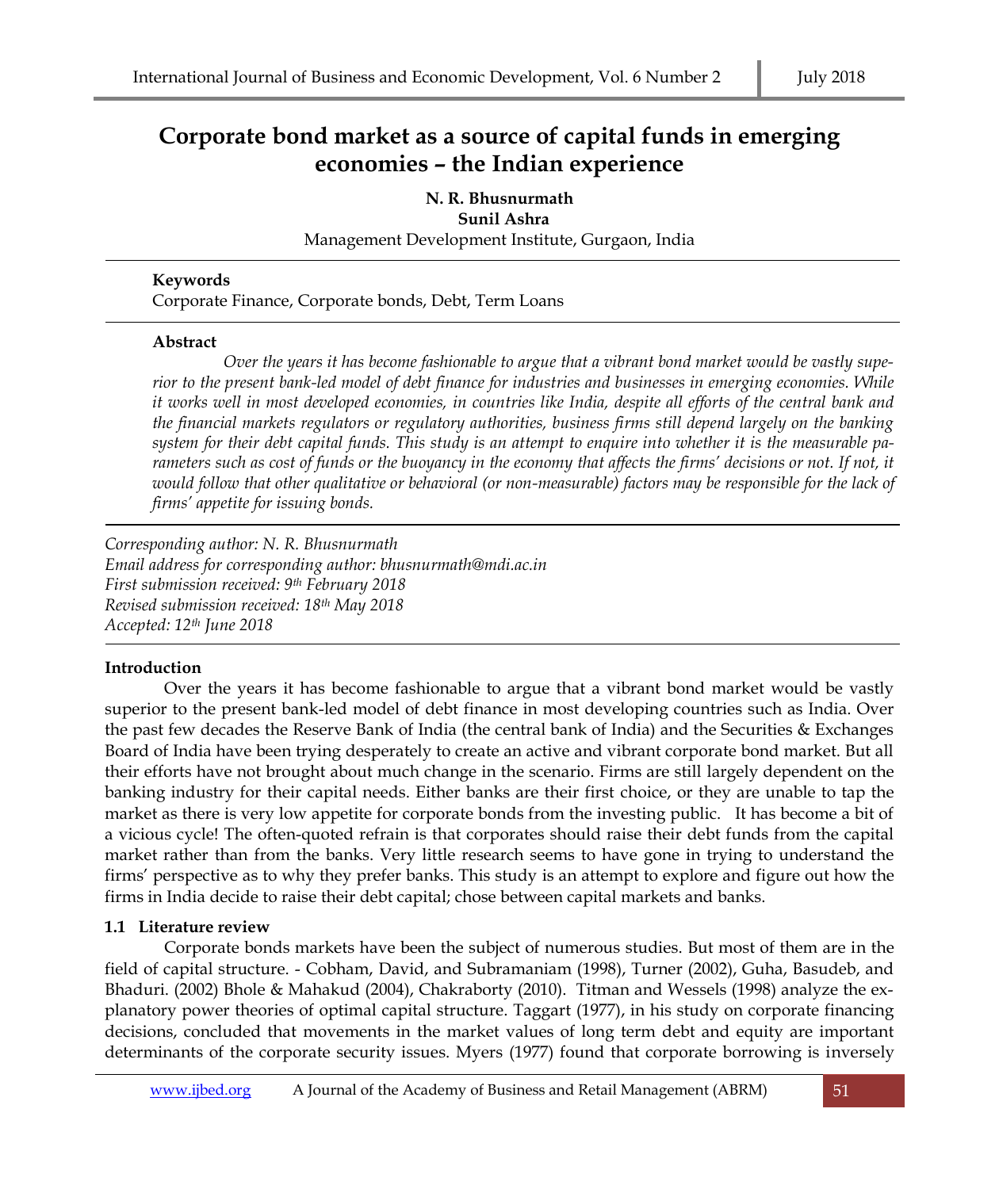# Corporate bond market as a source of capital funds in emerging economies – the Indian experience

**N. R. Bhusnurmath**
**Sunil Ashra**
Management Development Institute, Gurgaon, India

**Keywords**
Corporate Finance, Corporate bonds, Debt, Term Loans

**Abstract**

*Over the years it has become fashionable to argue that a vibrant bond market would be vastly superior to the present bank-led model of debt finance for industries and businesses in emerging economies. While it works well in most developed economies, in countries like India, despite all efforts of the central bank and the financial markets regulators or regulatory authorities, business firms still depend largely on the banking system for their debt capital funds. This study is an attempt to enquire into whether it is the measurable parameters such as cost of funds or the buoyancy in the economy that affects the firms' decisions or not. If not, it would follow that other qualitative or behavioral (or non-measurable) factors may be responsible for the lack of firms' appetite for issuing bonds.*

*Corresponding author: N. R. Bhusnurmath*
*Email address for corresponding author: bhusnurmath@mdi.ac.in*
*First submission received: 9th February 2018*
*Revised submission received: 18th May 2018*
*Accepted: 12th June 2018*

## Introduction

Over the years it has become fashionable to argue that a vibrant bond market would be vastly superior to the present bank-led model of debt finance in most developing countries such as India. Over the past few decades the Reserve Bank of India (the central bank of India) and the Securities & Exchanges Board of India have been trying desperately to create an active and vibrant corporate bond market. But all their efforts have not brought about much change in the scenario. Firms are still largely dependent on the banking industry for their capital needs. Either banks are their first choice, or they are unable to tap the market as there is very low appetite for corporate bonds from the investing public. It has become a bit of a vicious cycle! The often-quoted refrain is that corporates should raise their debt funds from the capital market rather than from the banks. Very little research seems to have gone in trying to understand the firms' perspective as to why they prefer banks. This study is an attempt to explore and figure out how the firms in India decide to raise their debt capital; chose between capital markets and banks.

### 1.1 Literature review

Corporate bonds markets have been the subject of numerous studies. But most of them are in the field of capital structure. - Cobham, David, and Subramaniam (1998), Turner (2002), Guha, Basudeb, and Bhaduri. (2002) Bhole & Mahakud (2004), Chakraborty (2010). Titman and Wessels (1998) analyze the explanatory power theories of optimal capital structure. Taggart (1977), in his study on corporate financing decisions, concluded that movements in the market values of long term debt and equity are important determinants of the corporate security issues. Myers (1977) found that corporate borrowing is inversely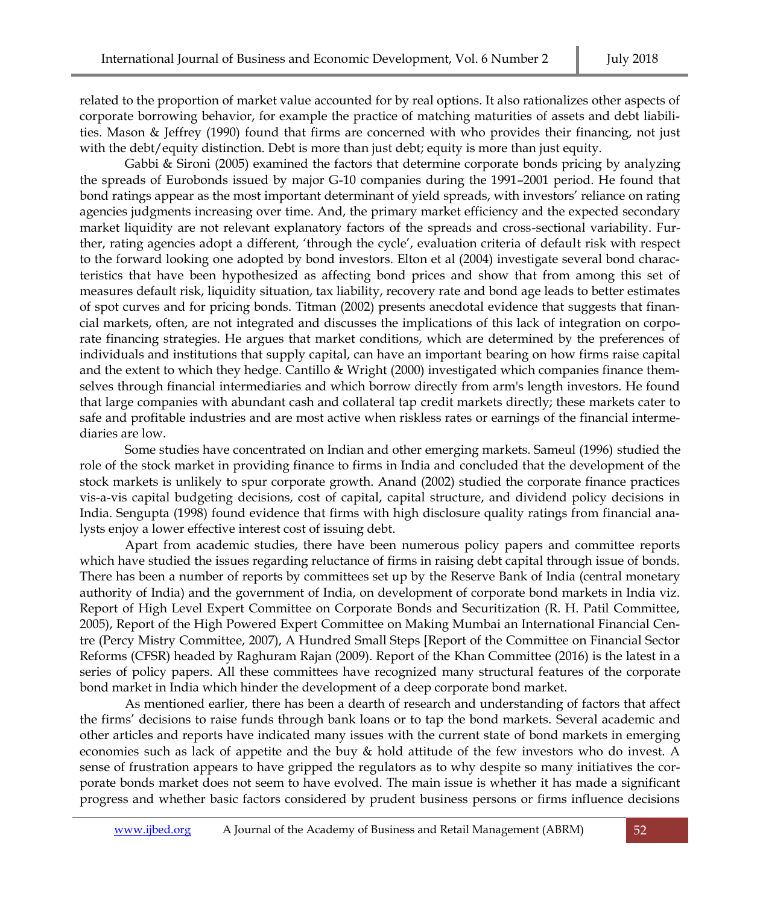related to the proportion of market value accounted for by real options. It also rationalizes other aspects of corporate borrowing behavior, for example the practice of matching maturities of assets and debt liabilities. Mason & Jeffrey (1990) found that firms are concerned with who provides their financing, not just with the debt/equity distinction. Debt is more than just debt; equity is more than just equity.

Gabbi & Sironi (2005) examined the factors that determine corporate bonds pricing by analyzing the spreads of Eurobonds issued by major G-10 companies during the 1991–2001 period. He found that bond ratings appear as the most important determinant of yield spreads, with investors' reliance on rating agencies judgments increasing over time. And, the primary market efficiency and the expected secondary market liquidity are not relevant explanatory factors of the spreads and cross-sectional variability. Further, rating agencies adopt a different, 'through the cycle', evaluation criteria of default risk with respect to the forward looking one adopted by bond investors. Elton et al (2004) investigate several bond characteristics that have been hypothesized as affecting bond prices and show that from among this set of measures default risk, liquidity situation, tax liability, recovery rate and bond age leads to better estimates of spot curves and for pricing bonds. Titman (2002) presents anecdotal evidence that suggests that financial markets, often, are not integrated and discusses the implications of this lack of integration on corporate financing strategies. He argues that market conditions, which are determined by the preferences of individuals and institutions that supply capital, can have an important bearing on how firms raise capital and the extent to which they hedge. Cantillo & Wright (2000) investigated which companies finance themselves through financial intermediaries and which borrow directly from arm's length investors. He found that large companies with abundant cash and collateral tap credit markets directly; these markets cater to safe and profitable industries and are most active when riskless rates or earnings of the financial intermediaries are low.

Some studies have concentrated on Indian and other emerging markets. Sameul (1996) studied the role of the stock market in providing finance to firms in India and concluded that the development of the stock markets is unlikely to spur corporate growth. Anand (2002) studied the corporate finance practices vis-a-vis capital budgeting decisions, cost of capital, capital structure, and dividend policy decisions in India. Sengupta (1998) found evidence that firms with high disclosure quality ratings from financial analysts enjoy a lower effective interest cost of issuing debt.

Apart from academic studies, there have been numerous policy papers and committee reports which have studied the issues regarding reluctance of firms in raising debt capital through issue of bonds. There has been a number of reports by committees set up by the Reserve Bank of India (central monetary authority of India) and the government of India, on development of corporate bond markets in India viz. Report of High Level Expert Committee on Corporate Bonds and Securitization (R. H. Patil Committee, 2005), Report of the High Powered Expert Committee on Making Mumbai an International Financial Centre (Percy Mistry Committee, 2007), A Hundred Small Steps [Report of the Committee on Financial Sector Reforms (CFSR) headed by Raghuram Rajan (2009). Report of the Khan Committee (2016) is the latest in a series of policy papers. All these committees have recognized many structural features of the corporate bond market in India which hinder the development of a deep corporate bond market.

As mentioned earlier, there has been a dearth of research and understanding of factors that affect the firms' decisions to raise funds through bank loans or to tap the bond markets. Several academic and other articles and reports have indicated many issues with the current state of bond markets in emerging economies such as lack of appetite and the buy & hold attitude of the few investors who do invest. A sense of frustration appears to have gripped the regulators as to why despite so many initiatives the corporate bonds market does not seem to have evolved. The main issue is whether it has made a significant progress and whether basic factors considered by prudent business persons or firms influence decisions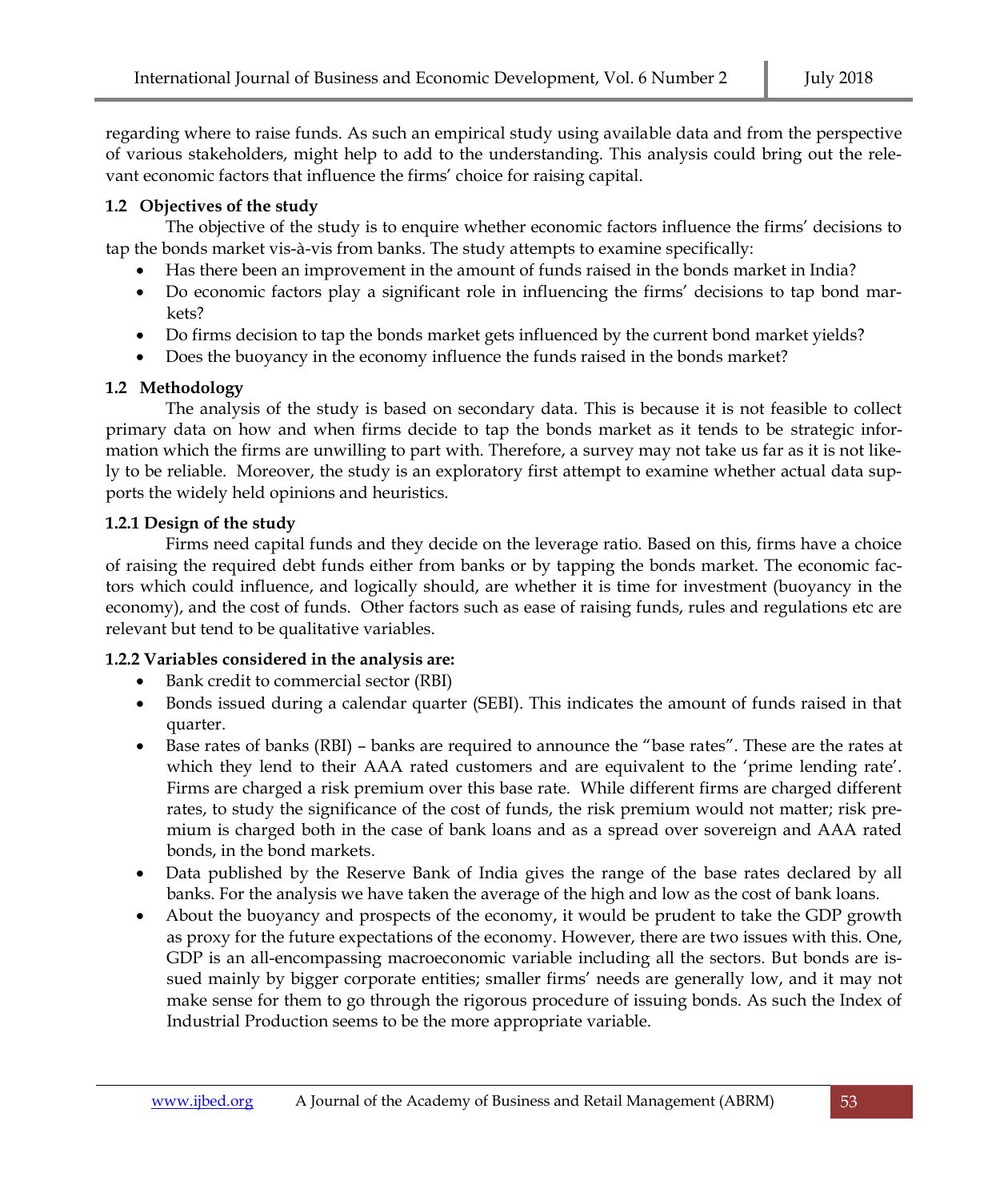regarding where to raise funds. As such an empirical study using available data and from the perspective of various stakeholders, might help to add to the understanding. This analysis could bring out the relevant economic factors that influence the firms' choice for raising capital.

### 1.2 Objectives of the study

The objective of the study is to enquire whether economic factors influence the firms' decisions to tap the bonds market vis-à-vis from banks. The study attempts to examine specifically:

- Has there been an improvement in the amount of funds raised in the bonds market in India?
- Do economic factors play a significant role in influencing the firms' decisions to tap bond markets?
- Do firms decision to tap the bonds market gets influenced by the current bond market yields?
- Does the buoyancy in the economy influence the funds raised in the bonds market?

### 1.2 Methodology

The analysis of the study is based on secondary data. This is because it is not feasible to collect primary data on how and when firms decide to tap the bonds market as it tends to be strategic information which the firms are unwilling to part with. Therefore, a survey may not take us far as it is not likely to be reliable. Moreover, the study is an exploratory first attempt to examine whether actual data supports the widely held opinions and heuristics.

#### 1.2.1 Design of the study

Firms need capital funds and they decide on the leverage ratio. Based on this, firms have a choice of raising the required debt funds either from banks or by tapping the bonds market. The economic factors which could influence, and logically should, are whether it is time for investment (buoyancy in the economy), and the cost of funds. Other factors such as ease of raising funds, rules and regulations etc are relevant but tend to be qualitative variables.

#### 1.2.2 Variables considered in the analysis are:

- Bank credit to commercial sector (RBI)
- Bonds issued during a calendar quarter (SEBI). This indicates the amount of funds raised in that quarter.
- Base rates of banks (RBI) – banks are required to announce the "base rates". These are the rates at which they lend to their AAA rated customers and are equivalent to the 'prime lending rate'. Firms are charged a risk premium over this base rate. While different firms are charged different rates, to study the significance of the cost of funds, the risk premium would not matter; risk premium is charged both in the case of bank loans and as a spread over sovereign and AAA rated bonds, in the bond markets.
- Data published by the Reserve Bank of India gives the range of the base rates declared by all banks. For the analysis we have taken the average of the high and low as the cost of bank loans.
- About the buoyancy and prospects of the economy, it would be prudent to take the GDP growth as proxy for the future expectations of the economy. However, there are two issues with this. One, GDP is an all-encompassing macroeconomic variable including all the sectors. But bonds are issued mainly by bigger corporate entities; smaller firms' needs are generally low, and it may not make sense for them to go through the rigorous procedure of issuing bonds. As such the Index of Industrial Production seems to be the more appropriate variable.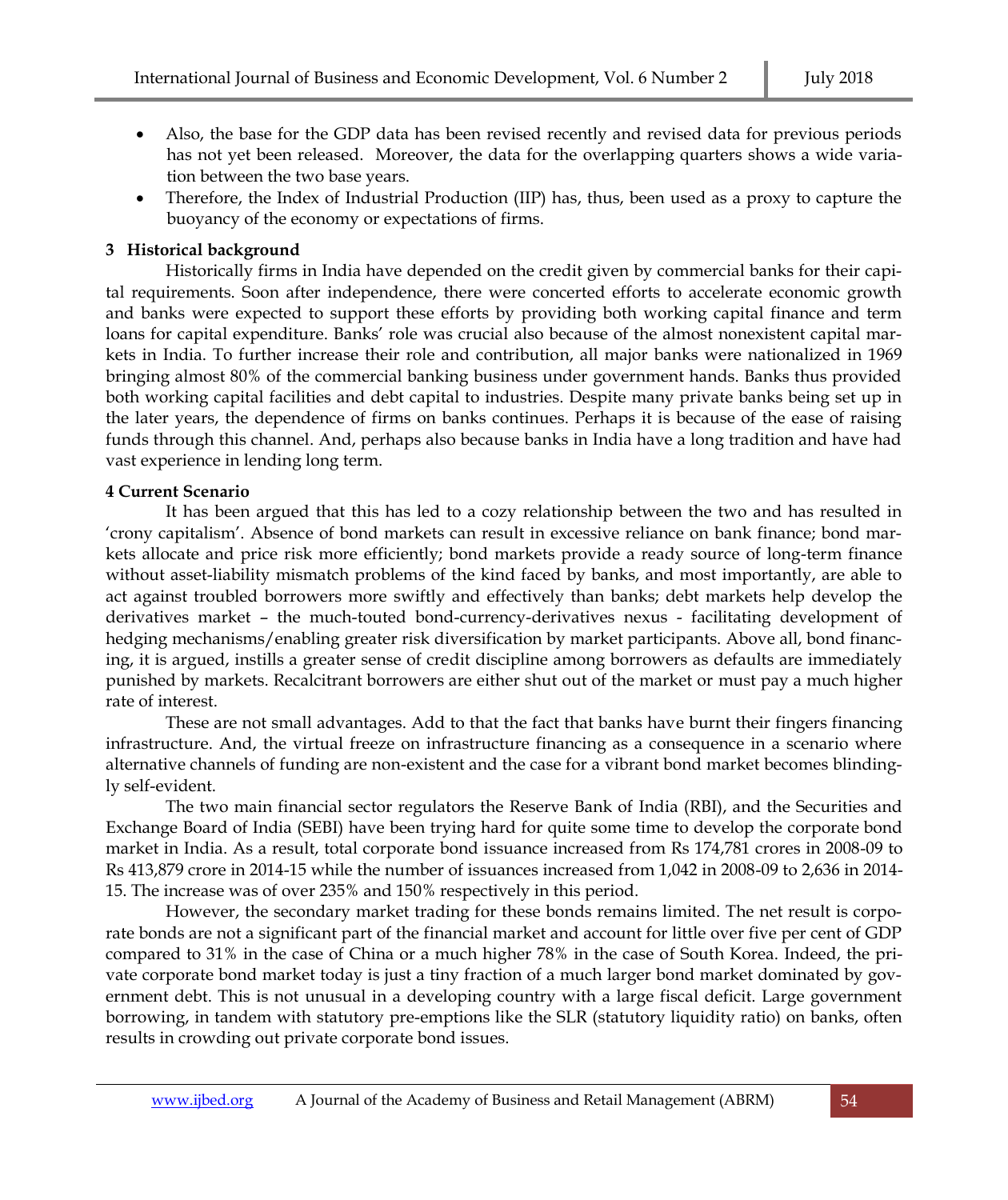- Also, the base for the GDP data has been revised recently and revised data for previous periods has not yet been released. Moreover, the data for the overlapping quarters shows a wide variation between the two base years.
- Therefore, the Index of Industrial Production (IIP) has, thus, been used as a proxy to capture the buoyancy of the economy or expectations of firms.

## 3 Historical background

Historically firms in India have depended on the credit given by commercial banks for their capital requirements. Soon after independence, there were concerted efforts to accelerate economic growth and banks were expected to support these efforts by providing both working capital finance and term loans for capital expenditure. Banks' role was crucial also because of the almost nonexistent capital markets in India. To further increase their role and contribution, all major banks were nationalized in 1969 bringing almost 80% of the commercial banking business under government hands. Banks thus provided both working capital facilities and debt capital to industries. Despite many private banks being set up in the later years, the dependence of firms on banks continues. Perhaps it is because of the ease of raising funds through this channel. And, perhaps also because banks in India have a long tradition and have had vast experience in lending long term.

## 4 Current Scenario

It has been argued that this has led to a cozy relationship between the two and has resulted in 'crony capitalism'. Absence of bond markets can result in excessive reliance on bank finance; bond markets allocate and price risk more efficiently; bond markets provide a ready source of long-term finance without asset-liability mismatch problems of the kind faced by banks, and most importantly, are able to act against troubled borrowers more swiftly and effectively than banks; debt markets help develop the derivatives market – the much-touted bond-currency-derivatives nexus - facilitating development of hedging mechanisms/enabling greater risk diversification by market participants. Above all, bond financing, it is argued, instills a greater sense of credit discipline among borrowers as defaults are immediately punished by markets. Recalcitrant borrowers are either shut out of the market or must pay a much higher rate of interest.

These are not small advantages. Add to that the fact that banks have burnt their fingers financing infrastructure. And, the virtual freeze on infrastructure financing as a consequence in a scenario where alternative channels of funding are non-existent and the case for a vibrant bond market becomes blindingly self-evident.

The two main financial sector regulators the Reserve Bank of India (RBI), and the Securities and Exchange Board of India (SEBI) have been trying hard for quite some time to develop the corporate bond market in India. As a result, total corporate bond issuance increased from Rs 174,781 crores in 2008-09 to Rs 413,879 crore in 2014-15 while the number of issuances increased from 1,042 in 2008-09 to 2,636 in 2014-15. The increase was of over 235% and 150% respectively in this period.

However, the secondary market trading for these bonds remains limited. The net result is corporate bonds are not a significant part of the financial market and account for little over five per cent of GDP compared to 31% in the case of China or a much higher 78% in the case of South Korea. Indeed, the private corporate bond market today is just a tiny fraction of a much larger bond market dominated by government debt. This is not unusual in a developing country with a large fiscal deficit. Large government borrowing, in tandem with statutory pre-emptions like the SLR (statutory liquidity ratio) on banks, often results in crowding out private corporate bond issues.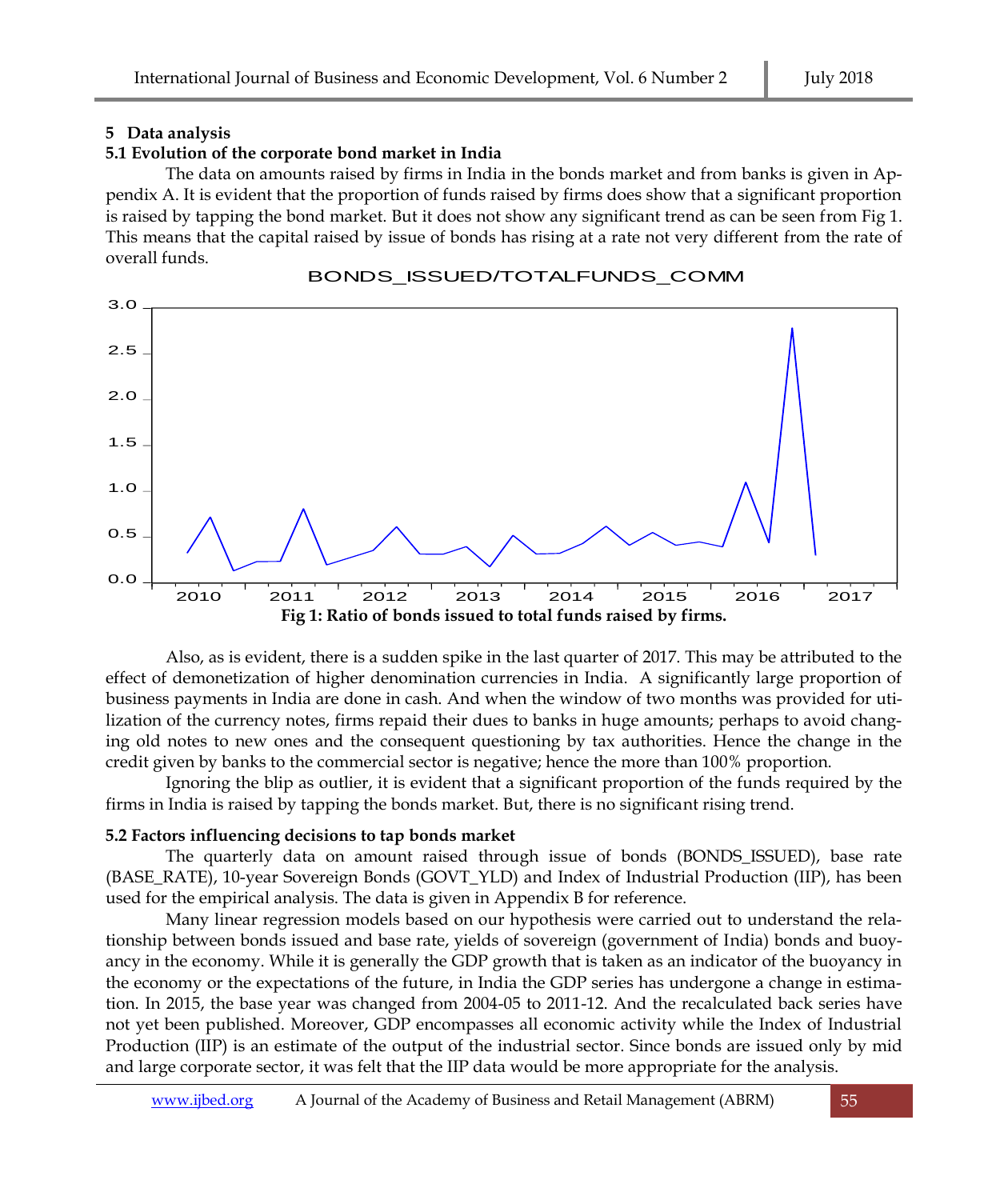## 5 Data analysis

### 5.1 Evolution of the corporate bond market in India

The data on amounts raised by firms in India in the bonds market and from banks is given in Appendix A. It is evident that the proportion of funds raised by firms does show that a significant proportion is raised by tapping the bond market. But it does not show any significant trend as can be seen from Fig 1. This means that the capital raised by issue of bonds has rising at a rate not very different from the rate of overall funds.

**Fig 1: Ratio of bonds issued to total funds raised by firms.**

Also, as is evident, there is a sudden spike in the last quarter of 2017. This may be attributed to the effect of demonetization of higher denomination currencies in India. A significantly large proportion of business payments in India are done in cash. And when the window of two months was provided for utilization of the currency notes, firms repaid their dues to banks in huge amounts; perhaps to avoid changing old notes to new ones and the consequent questioning by tax authorities. Hence the change in the credit given by banks to the commercial sector is negative; hence the more than 100% proportion.

Ignoring the blip as outlier, it is evident that a significant proportion of the funds required by the firms in India is raised by tapping the bonds market. But, there is no significant rising trend.

### 5.2 Factors influencing decisions to tap bonds market

The quarterly data on amount raised through issue of bonds (BONDS_ISSUED), base rate (BASE_RATE), 10-year Sovereign Bonds (GOVT_YLD) and Index of Industrial Production (IIP), has been used for the empirical analysis. The data is given in Appendix B for reference.

Many linear regression models based on our hypothesis were carried out to understand the relationship between bonds issued and base rate, yields of sovereign (government of India) bonds and buoyancy in the economy. While it is generally the GDP growth that is taken as an indicator of the buoyancy in the economy or the expectations of the future, in India the GDP series has undergone a change in estimation. In 2015, the base year was changed from 2004-05 to 2011-12. And the recalculated back series have not yet been published. Moreover, GDP encompasses all economic activity while the Index of Industrial Production (IIP) is an estimate of the output of the industrial sector. Since bonds are issued only by mid and large corporate sector, it was felt that the IIP data would be more appropriate for the analysis.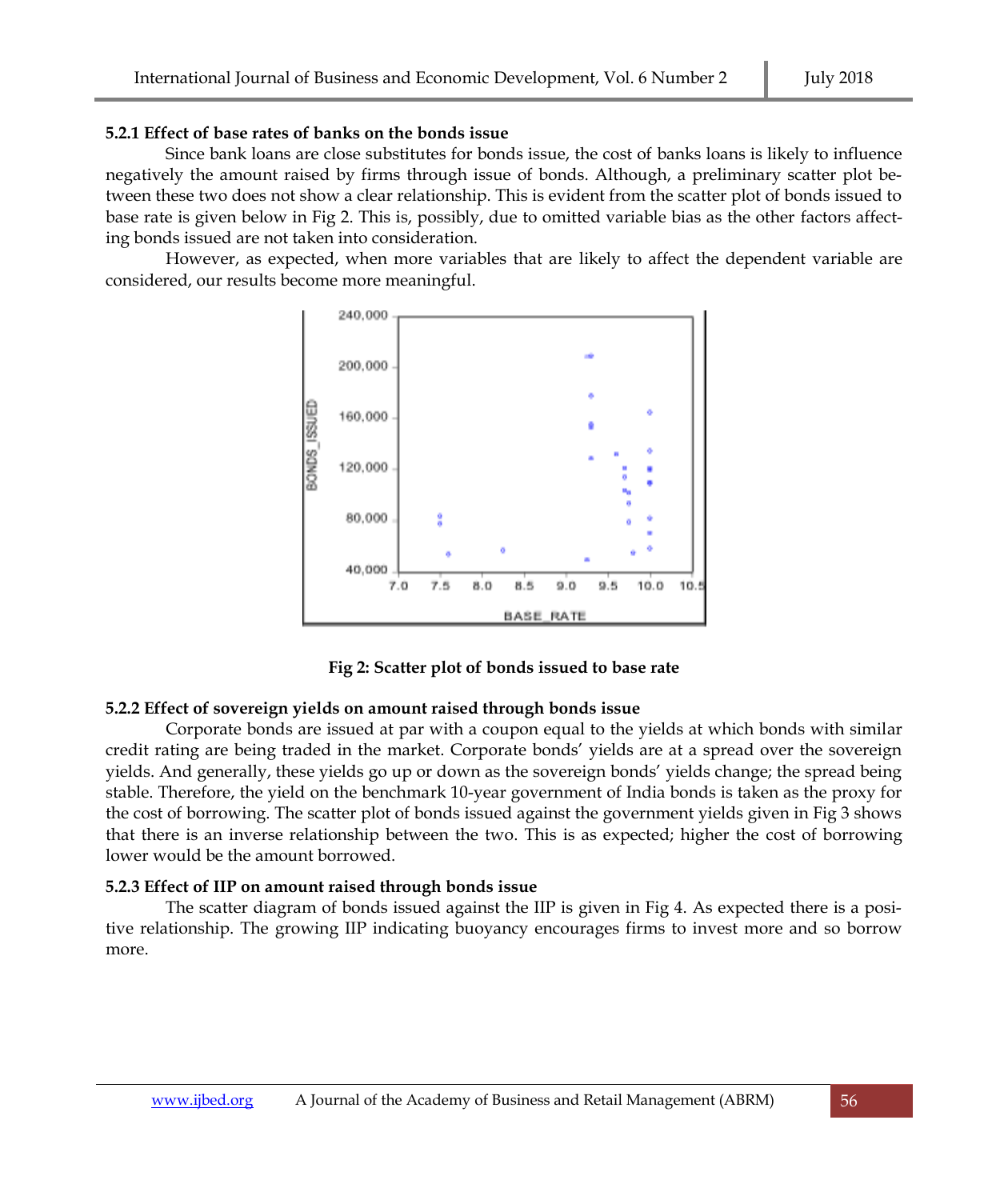#### 5.2.1 Effect of base rates of banks on the bonds issue

Since bank loans are close substitutes for bonds issue, the cost of banks loans is likely to influence negatively the amount raised by firms through issue of bonds. Although, a preliminary scatter plot between these two does not show a clear relationship. This is evident from the scatter plot of bonds issued to base rate is given below in Fig 2. This is, possibly, due to omitted variable bias as the other factors affecting bonds issued are not taken into consideration.

However, as expected, when more variables that are likely to affect the dependent variable are considered, our results become more meaningful.

**Fig 2: Scatter plot of bonds issued to base rate**

#### 5.2.2 Effect of sovereign yields on amount raised through bonds issue

Corporate bonds are issued at par with a coupon equal to the yields at which bonds with similar credit rating are being traded in the market. Corporate bonds' yields are at a spread over the sovereign yields. And generally, these yields go up or down as the sovereign bonds' yields change; the spread being stable. Therefore, the yield on the benchmark 10-year government of India bonds is taken as the proxy for the cost of borrowing. The scatter plot of bonds issued against the government yields given in Fig 3 shows that there is an inverse relationship between the two. This is as expected; higher the cost of borrowing lower would be the amount borrowed.

#### 5.2.3 Effect of IIP on amount raised through bonds issue

The scatter diagram of bonds issued against the IIP is given in Fig 4. As expected there is a positive relationship. The growing IIP indicating buoyancy encourages firms to invest more and so borrow more.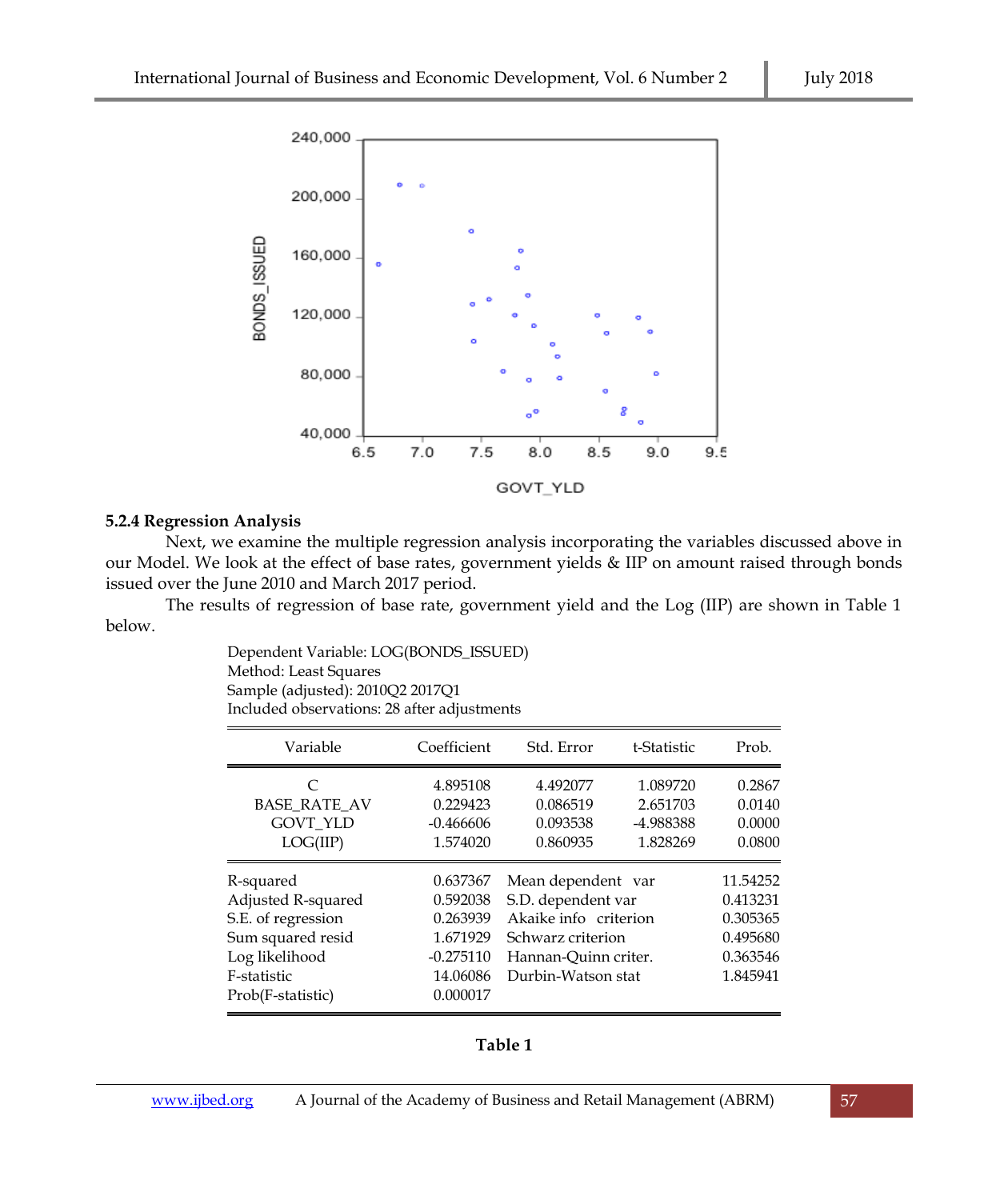### 5.2.4 Regression Analysis

Next, we examine the multiple regression analysis incorporating the variables discussed above in our Model. We look at the effect of base rates, government yields & IIP on amount raised through bonds issued over the June 2010 and March 2017 period.

The results of regression of base rate, government yield and the Log (IIP) are shown in Table 1 below.

Dependent Variable: LOG(BONDS_ISSUED)
Method: Least Squares
Sample (adjusted): 2010Q2 2017Q1
Included observations: 28 after adjustments

| Variable | Coefficient | Std. Error | t-Statistic | Prob. |
|---|---|---|---|---|
| C | 4.895108 | 4.492077 | 1.089720 | 0.2867 |
| BASE_RATE_AV | 0.229423 | 0.086519 | 2.651703 | 0.0140 |
| GOVT_YLD | -0.466606 | 0.093538 | -4.988388 | 0.0000 |
| LOG(IIP) | 1.574020 | 0.860935 | 1.828269 | 0.0800 |

| | | | |
|---|---|---|---|
| R-squared | 0.637367 | Mean dependent var | 11.54252 |
| Adjusted R-squared | 0.592038 | S.D. dependent var | 0.413231 |
| S.E. of regression | 0.263939 | Akaike info criterion | 0.305365 |
| Sum squared resid | 1.671929 | Schwarz criterion | 0.495680 |
| Log likelihood | -0.275110 | Hannan-Quinn criter. | 0.363546 |
| F-statistic | 14.06086 | Durbin-Watson stat | 1.845941 |
| Prob(F-statistic) | 0.000017 | | |

**Table 1**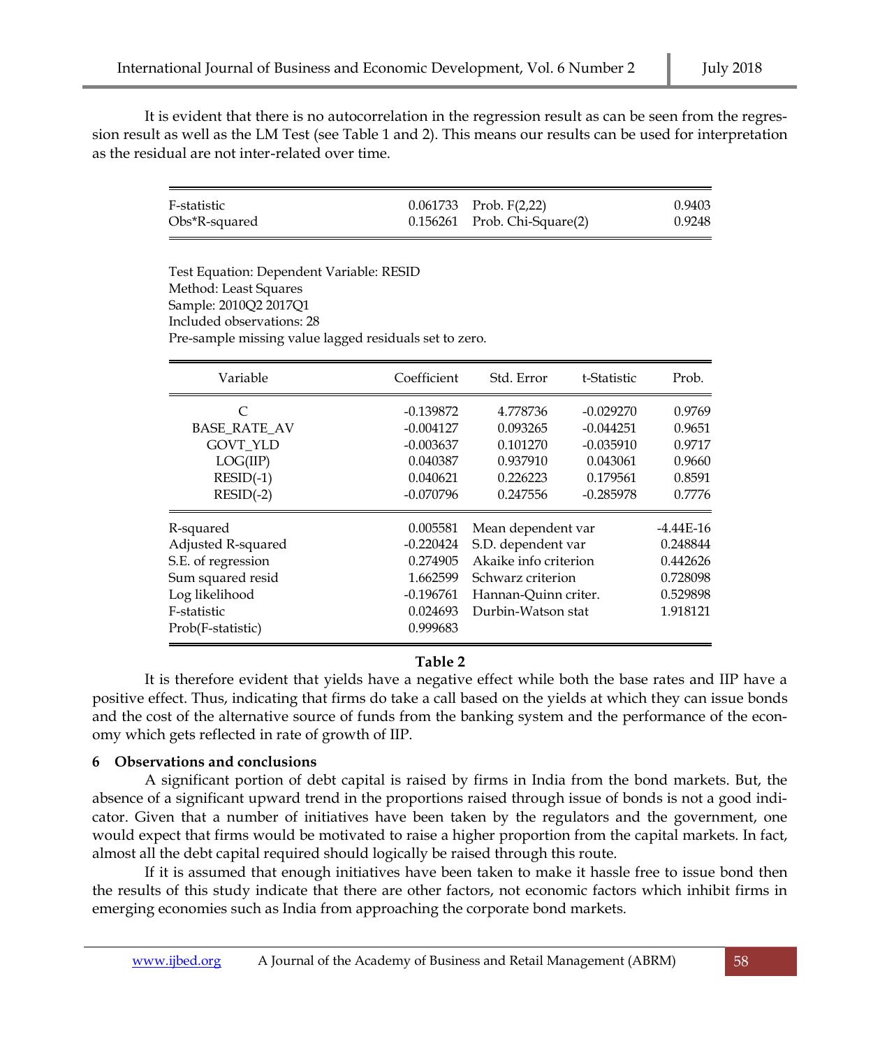It is evident that there is no autocorrelation in the regression result as can be seen from the regression result as well as the LM Test (see Table 1 and 2). This means our results can be used for interpretation as the residual are not inter-related over time.

| | | | |
|---|---|---|---|
| F-statistic | 0.061733 | Prob. F(2,22) | 0.9403 |
| Obs*R-squared | 0.156261 | Prob. Chi-Square(2) | 0.9248 |

Test Equation: Dependent Variable: RESID
Method: Least Squares
Sample: 2010Q2 2017Q1
Included observations: 28
Pre-sample missing value lagged residuals set to zero.

| Variable | Coefficient | Std. Error | t-Statistic | Prob. |
|---|---|---|---|---|
| C | -0.139872 | 4.778736 | -0.029270 | 0.9769 |
| BASE_RATE_AV | -0.004127 | 0.093265 | -0.044251 | 0.9651 |
| GOVT_YLD | -0.003637 | 0.101270 | -0.035910 | 0.9717 |
| LOG(IIP) | 0.040387 | 0.937910 | 0.043061 | 0.9660 |
| RESID(-1) | 0.040621 | 0.226223 | 0.179561 | 0.8591 |
| RESID(-2) | -0.070796 | 0.247556 | -0.285978 | 0.7776 |

| | | | |
|---|---|---|---|
| R-squared | 0.005581 | Mean dependent var | -4.44E-16 |
| Adjusted R-squared | -0.220424 | S.D. dependent var | 0.248844 |
| S.E. of regression | 0.274905 | Akaike info criterion | 0.442626 |
| Sum squared resid | 1.662599 | Schwarz criterion | 0.728098 |
| Log likelihood | -0.196761 | Hannan-Quinn criter. | 0.529898 |
| F-statistic | 0.024693 | Durbin-Watson stat | 1.918121 |
| Prob(F-statistic) | 0.999683 | | |

**Table 2**

It is therefore evident that yields have a negative effect while both the base rates and IIP have a positive effect. Thus, indicating that firms do take a call based on the yields at which they can issue bonds and the cost of the alternative source of funds from the banking system and the performance of the economy which gets reflected in rate of growth of IIP.

## 6 Observations and conclusions

A significant portion of debt capital is raised by firms in India from the bond markets. But, the absence of a significant upward trend in the proportions raised through issue of bonds is not a good indicator. Given that a number of initiatives have been taken by the regulators and the government, one would expect that firms would be motivated to raise a higher proportion from the capital markets. In fact, almost all the debt capital required should logically be raised through this route.

If it is assumed that enough initiatives have been taken to make it hassle free to issue bond then the results of this study indicate that there are other factors, not economic factors which inhibit firms in emerging economies such as India from approaching the corporate bond markets.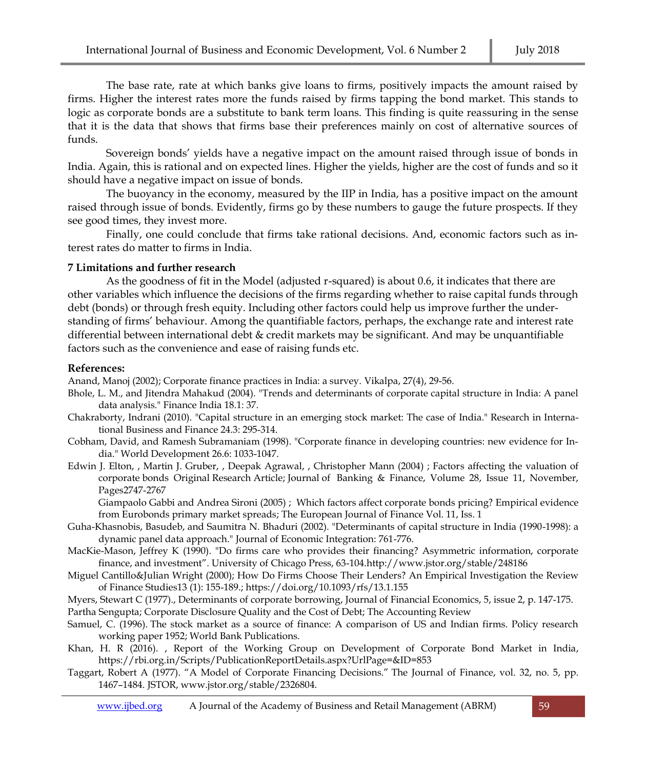The base rate, rate at which banks give loans to firms, positively impacts the amount raised by firms. Higher the interest rates more the funds raised by firms tapping the bond market. This stands to logic as corporate bonds are a substitute to bank term loans. This finding is quite reassuring in the sense that it is the data that shows that firms base their preferences mainly on cost of alternative sources of funds.

Sovereign bonds' yields have a negative impact on the amount raised through issue of bonds in India. Again, this is rational and on expected lines. Higher the yields, higher are the cost of funds and so it should have a negative impact on issue of bonds.

The buoyancy in the economy, measured by the IIP in India, has a positive impact on the amount raised through issue of bonds. Evidently, firms go by these numbers to gauge the future prospects. If they see good times, they invest more.

Finally, one could conclude that firms take rational decisions. And, economic factors such as interest rates do matter to firms in India.

## 7 Limitations and further research

As the goodness of fit in the Model (adjusted r-squared) is about 0.6, it indicates that there are other variables which influence the decisions of the firms regarding whether to raise capital funds through debt (bonds) or through fresh equity. Including other factors could help us improve further the understanding of firms' behaviour. Among the quantifiable factors, perhaps, the exchange rate and interest rate differential between international debt & credit markets may be significant. And may be unquantifiable factors such as the convenience and ease of raising funds etc.

## References:

Anand, Manoj (2002); Corporate finance practices in India: a survey. Vikalpa, 27(4), 29-56.

Bhole, L. M., and Jitendra Mahakud (2004). "Trends and determinants of corporate capital structure in India: A panel data analysis." Finance India 18.1: 37.

Chakraborty, Indrani (2010). "Capital structure in an emerging stock market: The case of India." Research in International Business and Finance 24.3: 295-314.

Cobham, David, and Ramesh Subramaniam (1998). "Corporate finance in developing countries: new evidence for India." World Development 26.6: 1033-1047.

Edwin J. Elton, , Martin J. Gruber, , Deepak Agrawal, , Christopher Mann (2004) ; Factors affecting the valuation of corporate bonds Original Research Article; Journal of Banking & Finance, Volume 28, Issue 11, November, Pages2747-2767

Giampaolo Gabbi and Andrea Sironi (2005) ; Which factors affect corporate bonds pricing? Empirical evidence from Eurobonds primary market spreads; The European Journal of Finance Vol. 11, Iss. 1

Guha-Khasnobis, Basudeb, and Saumitra N. Bhaduri (2002). "Determinants of capital structure in India (1990-1998): a dynamic panel data approach." Journal of Economic Integration: 761-776.

MacKie-Mason, Jeffrey K (1990). "Do firms care who provides their financing? Asymmetric information, corporate finance, and investment". University of Chicago Press, 63-104.http://www.jstor.org/stable/248186

Miguel Cantillo&Julian Wright (2000); How Do Firms Choose Their Lenders? An Empirical Investigation the Review of Finance Studies13 (1): 155-189.; https://doi.org/10.1093/rfs/13.1.155

Myers, Stewart C (1977)., Determinants of corporate borrowing, Journal of Financial Economics, 5, issue 2, p. 147-175.

Partha Sengupta; Corporate Disclosure Quality and the Cost of Debt; The Accounting Review

Samuel, C. (1996). The stock market as a source of finance: A comparison of US and Indian firms. Policy research working paper 1952; World Bank Publications.

Khan, H. R (2016). , Report of the Working Group on Development of Corporate Bond Market in India, https://rbi.org.in/Scripts/PublicationReportDetails.aspx?UrlPage=&ID=853

Taggart, Robert A (1977). "A Model of Corporate Financing Decisions." The Journal of Finance, vol. 32, no. 5, pp. 1467–1484. JSTOR, www.jstor.org/stable/2326804.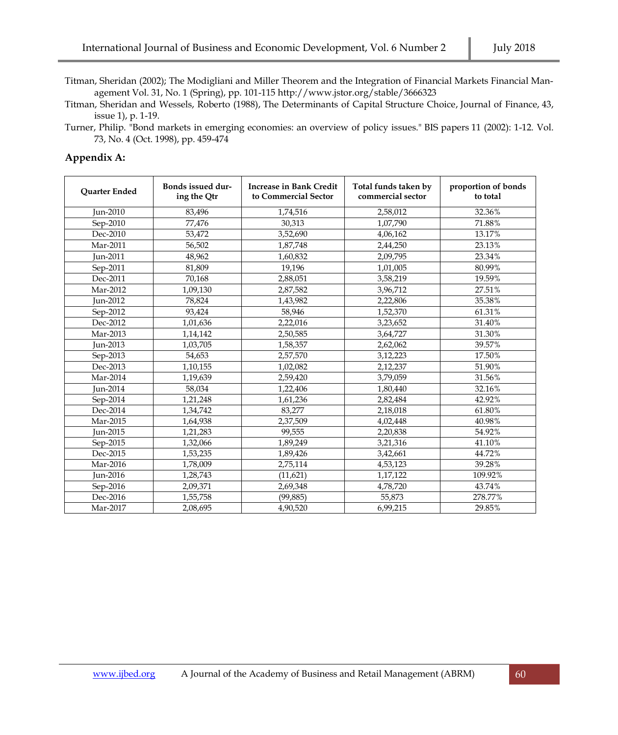Titman, Sheridan (2002); The Modigliani and Miller Theorem and the Integration of Financial Markets Financial Management Vol. 31, No. 1 (Spring), pp. 101-115 http://www.jstor.org/stable/3666323

Titman, Sheridan and Wessels, Roberto (1988), The Determinants of Capital Structure Choice, Journal of Finance, 43, issue 1), p. 1-19.

Turner, Philip. "Bond markets in emerging economies: an overview of policy issues." BIS papers 11 (2002): 1-12. Vol. 73, No. 4 (Oct. 1998), pp. 459-474

## Appendix A:

| Quarter Ended | Bonds issued during the Qtr | Increase in Bank Credit to Commercial Sector | Total funds taken by commercial sector | proportion of bonds to total |
|---|---|---|---|---|
| Jun-2010 | 83,496 | 1,74,516 | 2,58,012 | 32.36% |
| Sep-2010 | 77,476 | 30,313 | 1,07,790 | 71.88% |
| Dec-2010 | 53,472 | 3,52,690 | 4,06,162 | 13.17% |
| Mar-2011 | 56,502 | 1,87,748 | 2,44,250 | 23.13% |
| Jun-2011 | 48,962 | 1,60,832 | 2,09,795 | 23.34% |
| Sep-2011 | 81,809 | 19,196 | 1,01,005 | 80.99% |
| Dec-2011 | 70,168 | 2,88,051 | 3,58,219 | 19.59% |
| Mar-2012 | 1,09,130 | 2,87,582 | 3,96,712 | 27.51% |
| Jun-2012 | 78,824 | 1,43,982 | 2,22,806 | 35.38% |
| Sep-2012 | 93,424 | 58,946 | 1,52,370 | 61.31% |
| Dec-2012 | 1,01,636 | 2,22,016 | 3,23,652 | 31.40% |
| Mar-2013 | 1,14,142 | 2,50,585 | 3,64,727 | 31.30% |
| Jun-2013 | 1,03,705 | 1,58,357 | 2,62,062 | 39.57% |
| Sep-2013 | 54,653 | 2,57,570 | 3,12,223 | 17.50% |
| Dec-2013 | 1,10,155 | 1,02,082 | 2,12,237 | 51.90% |
| Mar-2014 | 1,19,639 | 2,59,420 | 3,79,059 | 31.56% |
| Jun-2014 | 58,034 | 1,22,406 | 1,80,440 | 32.16% |
| Sep-2014 | 1,21,248 | 1,61,236 | 2,82,484 | 42.92% |
| Dec-2014 | 1,34,742 | 83,277 | 2,18,018 | 61.80% |
| Mar-2015 | 1,64,938 | 2,37,509 | 4,02,448 | 40.98% |
| Jun-2015 | 1,21,283 | 99,555 | 2,20,838 | 54.92% |
| Sep-2015 | 1,32,066 | 1,89,249 | 3,21,316 | 41.10% |
| Dec-2015 | 1,53,235 | 1,89,426 | 3,42,661 | 44.72% |
| Mar-2016 | 1,78,009 | 2,75,114 | 4,53,123 | 39.28% |
| Jun-2016 | 1,28,743 | (11,621) | 1,17,122 | 109.92% |
| Sep-2016 | 2,09,371 | 2,69,348 | 4,78,720 | 43.74% |
| Dec-2016 | 1,55,758 | (99,885) | 55,873 | 278.77% |
| Mar-2017 | 2,08,695 | 4,90,520 | 6,99,215 | 29.85% |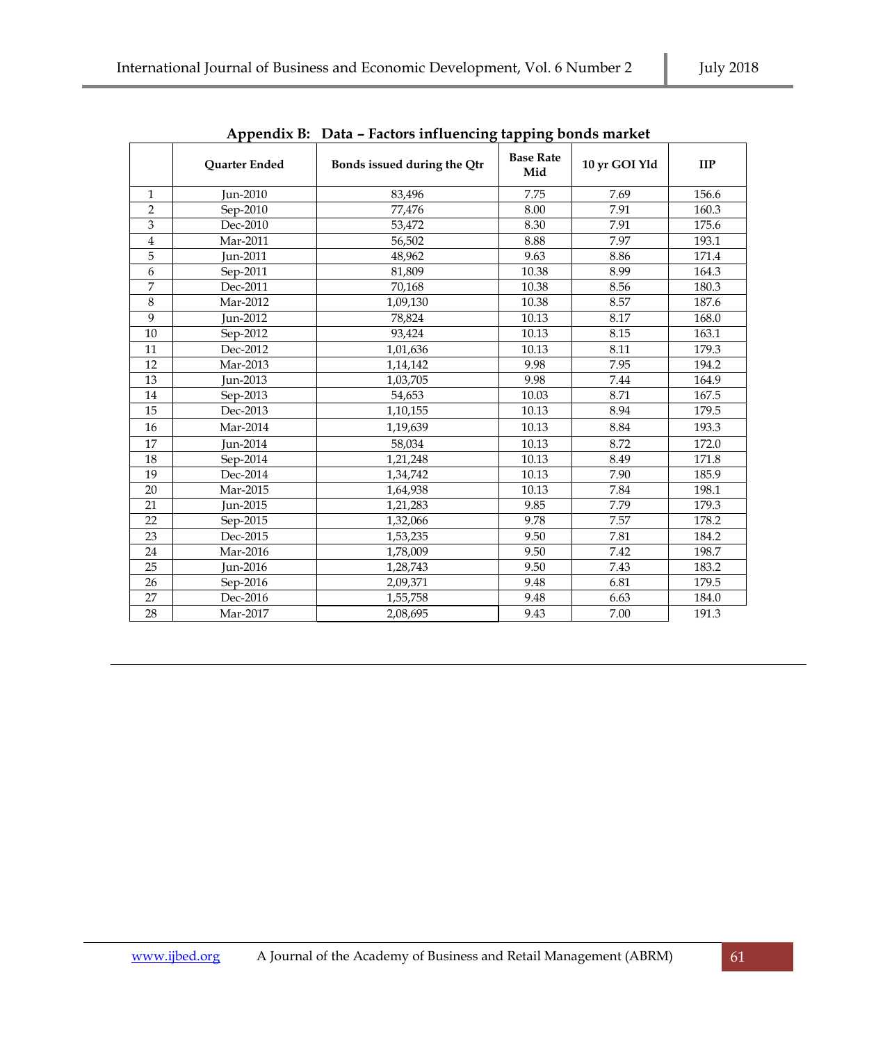## Appendix B: Data – Factors influencing tapping bonds market

| | Quarter Ended | Bonds issued during the Qtr | Base Rate Mid | 10 yr GOI Yld | IIP |
|---|---|---|---|---|---|
| 1 | Jun-2010 | 83,496 | 7.75 | 7.69 | 156.6 |
| 2 | Sep-2010 | 77,476 | 8.00 | 7.91 | 160.3 |
| 3 | Dec-2010 | 53,472 | 8.30 | 7.91 | 175.6 |
| 4 | Mar-2011 | 56,502 | 8.88 | 7.97 | 193.1 |
| 5 | Jun-2011 | 48,962 | 9.63 | 8.86 | 171.4 |
| 6 | Sep-2011 | 81,809 | 10.38 | 8.99 | 164.3 |
| 7 | Dec-2011 | 70,168 | 10.38 | 8.56 | 180.3 |
| 8 | Mar-2012 | 1,09,130 | 10.38 | 8.57 | 187.6 |
| 9 | Jun-2012 | 78,824 | 10.13 | 8.17 | 168.0 |
| 10 | Sep-2012 | 93,424 | 10.13 | 8.15 | 163.1 |
| 11 | Dec-2012 | 1,01,636 | 10.13 | 8.11 | 179.3 |
| 12 | Mar-2013 | 1,14,142 | 9.98 | 7.95 | 194.2 |
| 13 | Jun-2013 | 1,03,705 | 9.98 | 7.44 | 164.9 |
| 14 | Sep-2013 | 54,653 | 10.03 | 8.71 | 167.5 |
| 15 | Dec-2013 | 1,10,155 | 10.13 | 8.94 | 179.5 |
| 16 | Mar-2014 | 1,19,639 | 10.13 | 8.84 | 193.3 |
| 17 | Jun-2014 | 58,034 | 10.13 | 8.72 | 172.0 |
| 18 | Sep-2014 | 1,21,248 | 10.13 | 8.49 | 171.8 |
| 19 | Dec-2014 | 1,34,742 | 10.13 | 7.90 | 185.9 |
| 20 | Mar-2015 | 1,64,938 | 10.13 | 7.84 | 198.1 |
| 21 | Jun-2015 | 1,21,283 | 9.85 | 7.79 | 179.3 |
| 22 | Sep-2015 | 1,32,066 | 9.78 | 7.57 | 178.2 |
| 23 | Dec-2015 | 1,53,235 | 9.50 | 7.81 | 184.2 |
| 24 | Mar-2016 | 1,78,009 | 9.50 | 7.42 | 198.7 |
| 25 | Jun-2016 | 1,28,743 | 9.50 | 7.43 | 183.2 |
| 26 | Sep-2016 | 2,09,371 | 9.48 | 6.81 | 179.5 |
| 27 | Dec-2016 | 1,55,758 | 9.48 | 6.63 | 184.0 |
| 28 | Mar-2017 | 2,08,695 | 9.43 | 7.00 | 191.3 |